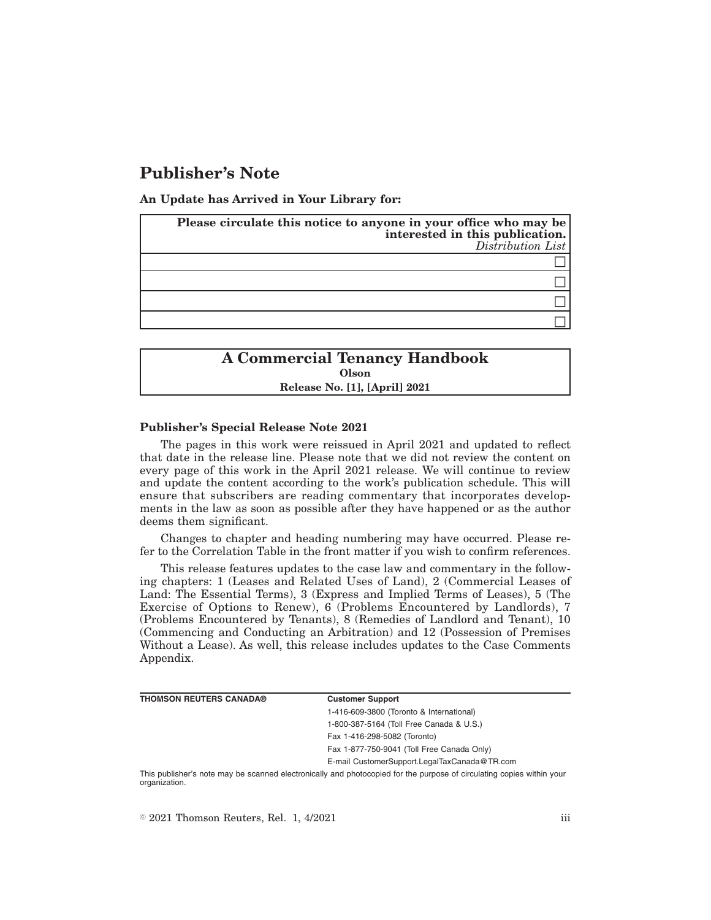# Publisher's Note

**An Update has Arrived in Your Library for:**

| **Please circulate this notice to anyone in your office who may be interested in this publication.** *Distribution List* |
|---|
| ☐ |
| ☐ |
| ☐ |
| ☐ |

## A Commercial Tenancy Handbook

**Olson**

**Release No. [1], [April] 2021**

### Publisher's Special Release Note 2021

The pages in this work were reissued in April 2021 and updated to reflect that date in the release line. Please note that we did not review the content on every page of this work in the April 2021 release. We will continue to review and update the content according to the work's publication schedule. This will ensure that subscribers are reading commentary that incorporates developments in the law as soon as possible after they have happened or as the author deems them significant.

Changes to chapter and heading numbering may have occurred. Please refer to the Correlation Table in the front matter if you wish to confirm references.

This release features updates to the case law and commentary in the following chapters: 1 (Leases and Related Uses of Land), 2 (Commercial Leases of Land: The Essential Terms), 3 (Express and Implied Terms of Leases), 5 (The Exercise of Options to Renew), 6 (Problems Encountered by Landlords), 7 (Problems Encountered by Tenants), 8 (Remedies of Landlord and Tenant), 10 (Commencing and Conducting an Arbitration) and 12 (Possession of Premises Without a Lease). As well, this release includes updates to the Case Comments Appendix.

| **THOMSON REUTERS CANADA®** | **Customer Support** |
|---|---|
| | 1-416-609-3800 (Toronto & International) |
| | 1-800-387-5164 (Toll Free Canada & U.S.) |
| | Fax 1-416-298-5082 (Toronto) |
| | Fax 1-877-750-9041 (Toll Free Canada Only) |
| | E-mail CustomerSupport.LegalTaxCanada@TR.com |

This publisher's note may be scanned electronically and photocopied for the purpose of circulating copies within your organization.

© 2021 Thomson Reuters, Rel. 1, 4/2021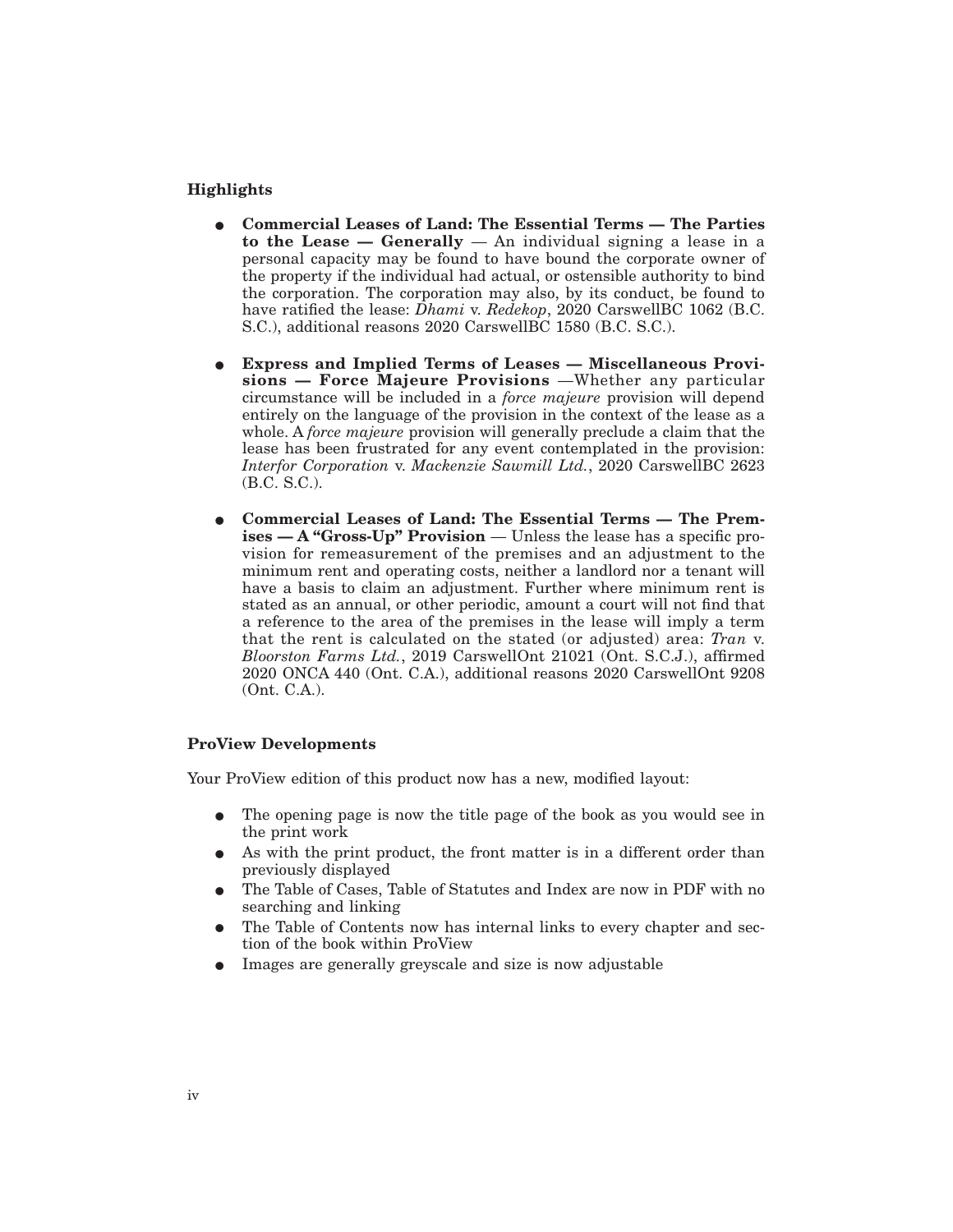## Highlights

- **Commercial Leases of Land: The Essential Terms — The Parties to the Lease — Generally** — An individual signing a lease in a personal capacity may be found to have bound the corporate owner of the property if the individual had actual, or ostensible authority to bind the corporation. The corporation may also, by its conduct, be found to have ratified the lease: *Dhami* v. *Redekop*, 2020 CarswellBC 1062 (B.C. S.C.), additional reasons 2020 CarswellBC 1580 (B.C. S.C.).

- **Express and Implied Terms of Leases — Miscellaneous Provisions — Force Majeure Provisions** —Whether any particular circumstance will be included in a *force majeure* provision will depend entirely on the language of the provision in the context of the lease as a whole. A *force majeure* provision will generally preclude a claim that the lease has been frustrated for any event contemplated in the provision: *Interfor Corporation* v. *Mackenzie Sawmill Ltd.*, 2020 CarswellBC 2623 (B.C. S.C.).

- **Commercial Leases of Land: The Essential Terms — The Premises — A "Gross-Up" Provision** — Unless the lease has a specific provision for remeasurement of the premises and an adjustment to the minimum rent and operating costs, neither a landlord nor a tenant will have a basis to claim an adjustment. Further where minimum rent is stated as an annual, or other periodic, amount a court will not find that a reference to the area of the premises in the lease will imply a term that the rent is calculated on the stated (or adjusted) area: *Tran* v. *Bloorston Farms Ltd.*, 2019 CarswellOnt 21021 (Ont. S.C.J.), affirmed 2020 ONCA 440 (Ont. C.A.), additional reasons 2020 CarswellOnt 9208 (Ont. C.A.).

## ProView Developments

Your ProView edition of this product now has a new, modified layout:

- The opening page is now the title page of the book as you would see in the print work
- As with the print product, the front matter is in a different order than previously displayed
- The Table of Cases, Table of Statutes and Index are now in PDF with no searching and linking
- The Table of Contents now has internal links to every chapter and section of the book within ProView
- Images are generally greyscale and size is now adjustable